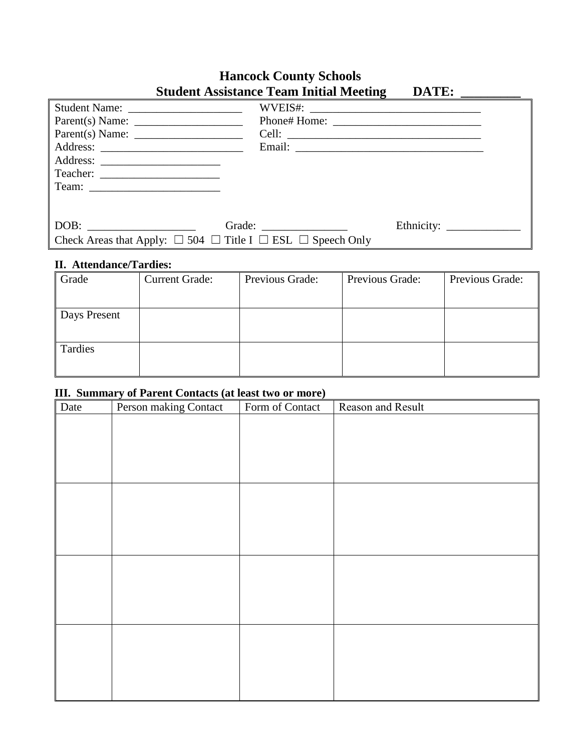# Hancock County Schools

## Student Assistance Team Initial Meeting DATE: _________

Student Name: ____________________ WVEIS#: ______________________________

Parent(s) Name: ___________________ Phone# Home: __________________________

Parent(s) Name: ___________________ Cell: __________________________________

Address: _________________________ Email: _________________________________

Address: _____________________

Teacher: _____________________

Team: _______________________

DOB: ___________________ Grade: _______________ Ethnicity: _____________

Check Areas that Apply: ☐ 504 ☐ Title I ☐ ESL ☐ Speech Only

**II. Attendance/Tardies:**

| Grade | Current Grade: | Previous Grade: | Previous Grade: | Previous Grade: |
|---|---|---|---|---|
| Days Present | | | | |
| Tardies | | | | |

**III. Summary of Parent Contacts (at least two or more)**

| Date | Person making Contact | Form of Contact | Reason and Result |
|---|---|---|---|
| | | | |
| | | | |
| | | | |
| | | | |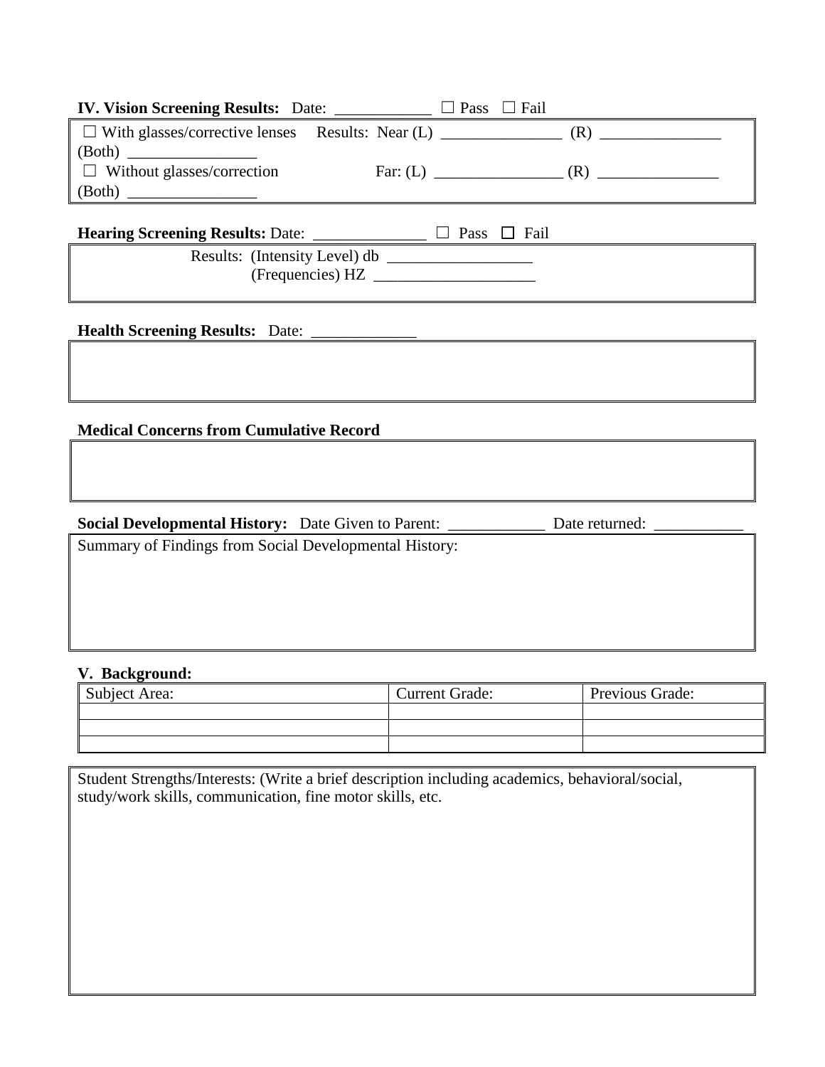**IV. Vision Screening Results:** Date: ____________ ☐ Pass ☐ Fail

☐ With glasses/corrective lenses Results: Near (L) _______________ (R) _______________ (Both) ________________

☐ Without glasses/correction Far: (L) ________________ (R) _______________ (Both) ________________

**Hearing Screening Results:** Date: ______________ ☐ Pass ☐ Fail

Results: (Intensity Level) db __________________

(Frequencies) HZ ____________________

**Health Screening Results:** Date: _____________

**Medical Concerns from Cumulative Record**

**Social Developmental History:** Date Given to Parent: ____________ Date returned: ___________

Summary of Findings from Social Developmental History:

**V. Background:**

| Subject Area: | Current Grade: | Previous Grade: |
|---|---|---|
| | | |
| | | |
| | | |

Student Strengths/Interests: (Write a brief description including academics, behavioral/social, study/work skills, communication, fine motor skills, etc.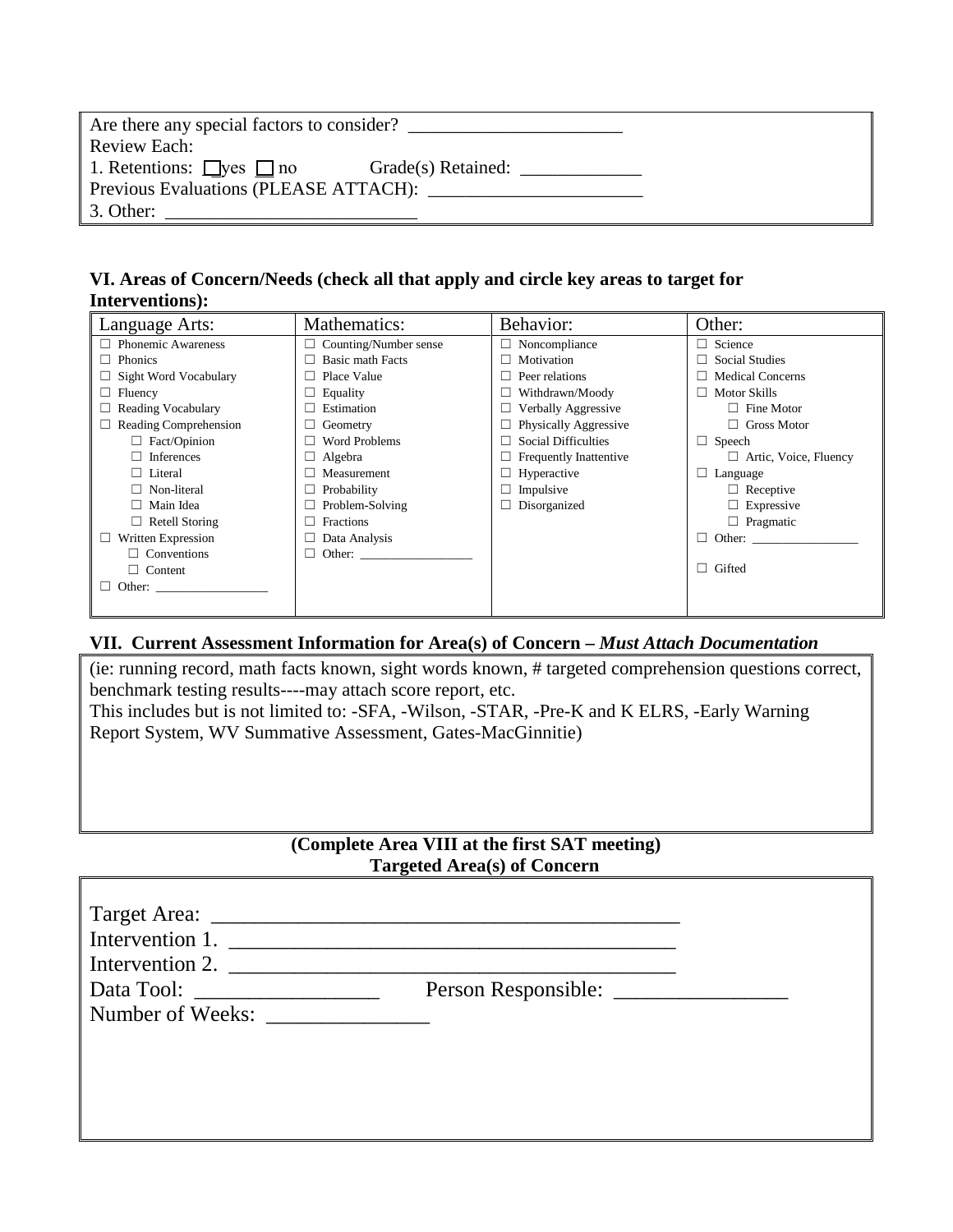Are there any special factors to consider? ______________________
Review Each:
1. Retentions: ☐ yes ☐ no Grade(s) Retained: ____________
Previous Evaluations (PLEASE ATTACH): ______________________
3. Other: __________________________

**VI. Areas of Concern/Needs (check all that apply and circle key areas to target for Interventions):**

| Language Arts: | Mathematics: | Behavior: | Other: |
|---|---|---|---|
| ☐ Phonemic Awareness | ☐ Counting/Number sense | ☐ Noncompliance | ☐ Science |
| ☐ Phonics | ☐ Basic math Facts | ☐ Motivation | ☐ Social Studies |
| ☐ Sight Word Vocabulary | ☐ Place Value | ☐ Peer relations | ☐ Medical Concerns |
| ☐ Fluency | ☐ Equality | ☐ Withdrawn/Moody | ☐ Motor Skills |
| ☐ Reading Vocabulary | ☐ Estimation | ☐ Verbally Aggressive | ☐ Fine Motor |
| ☐ Reading Comprehension | ☐ Geometry | ☐ Physically Aggressive | ☐ Gross Motor |
| ☐ Fact/Opinion | ☐ Word Problems | ☐ Social Difficulties | ☐ Speech |
| ☐ Inferences | ☐ Algebra | ☐ Frequently Inattentive | ☐ Artic, Voice, Fluency |
| ☐ Literal | ☐ Measurement | ☐ Hyperactive | ☐ Language |
| ☐ Non-literal | ☐ Probability | ☐ Impulsive | ☐ Receptive |
| ☐ Main Idea | ☐ Problem-Solving | ☐ Disorganized | ☐ Expressive |
| ☐ Retell Storing | ☐ Fractions | | ☐ Pragmatic |
| ☐ Written Expression | ☐ Data Analysis | | ☐ Other: ________________ |
| ☐ Conventions | ☐ Other: ________________ | | |
| ☐ Content | | | ☐ Gifted |
| ☐ Other: ________________ | | | |

**VII. Current Assessment Information for Area(s) of Concern –** ***Must Attach Documentation***

(ie: running record, math facts known, sight words known, # targeted comprehension questions correct, benchmark testing results----may attach score report, etc.
This includes but is not limited to: -SFA, -Wilson, -STAR, -Pre-K and K ELRS, -Early Warning Report System, WV Summative Assessment, Gates-MacGinnitie)

**(Complete Area VIII at the first SAT meeting)**
**Targeted Area(s) of Concern**

Target Area: ____________________________________________
Intervention 1. __________________________________________
Intervention 2. __________________________________________
Data Tool: ________________ Person Responsible: ________________
Number of Weeks: _______________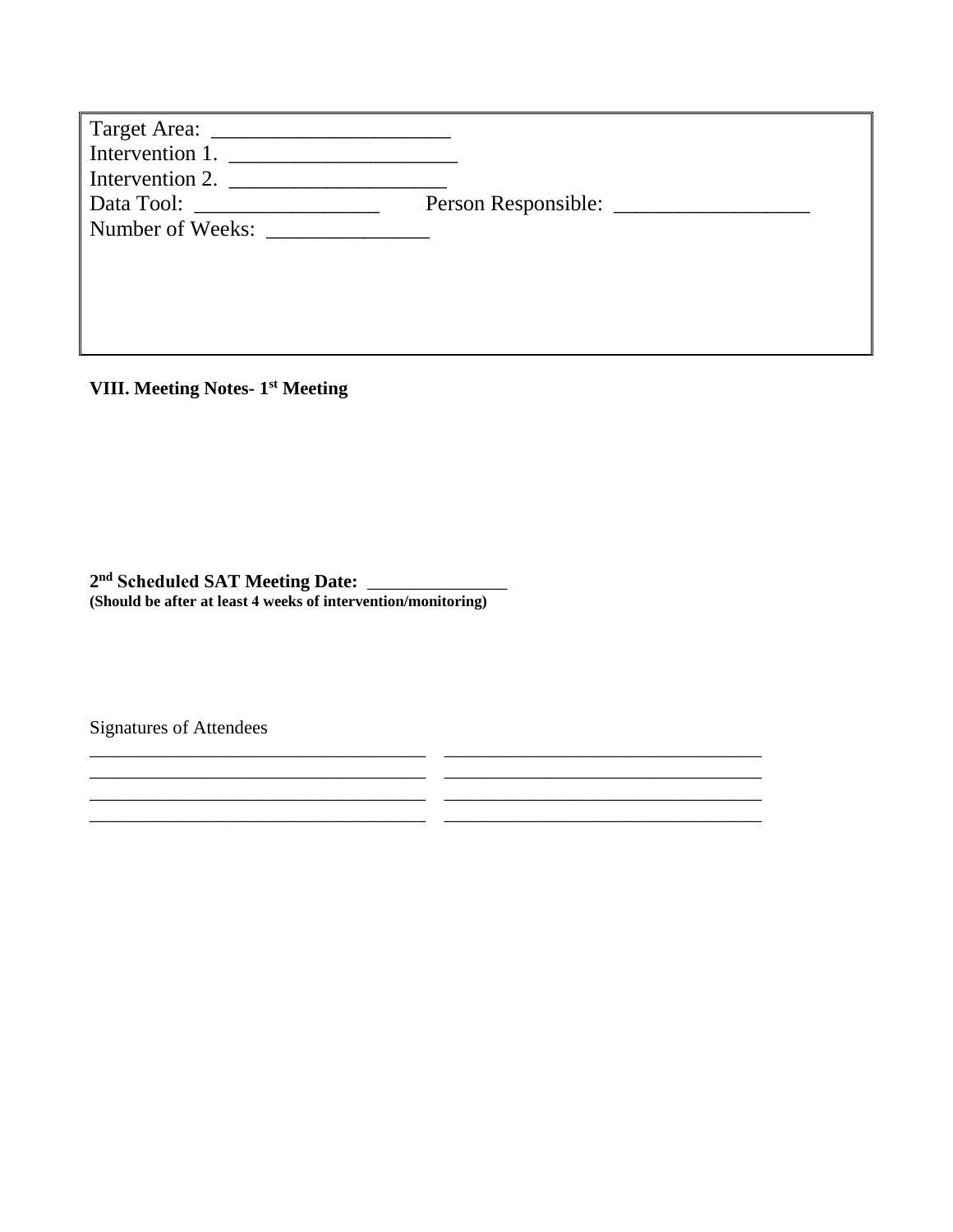Target Area: ______________________
Intervention 1. _____________________
Intervention 2. ____________________
Data Tool: _________________ Person Responsible: __________________
Number of Weeks: _______________

**VIII. Meeting Notes- 1st Meeting**

**2nd Scheduled SAT Meeting Date:** _______________
**(Should be after at least 4 weeks of intervention/monitoring)**

Signatures of Attendees

____________________________________ __________________________________
____________________________________ __________________________________
____________________________________ __________________________________
____________________________________ __________________________________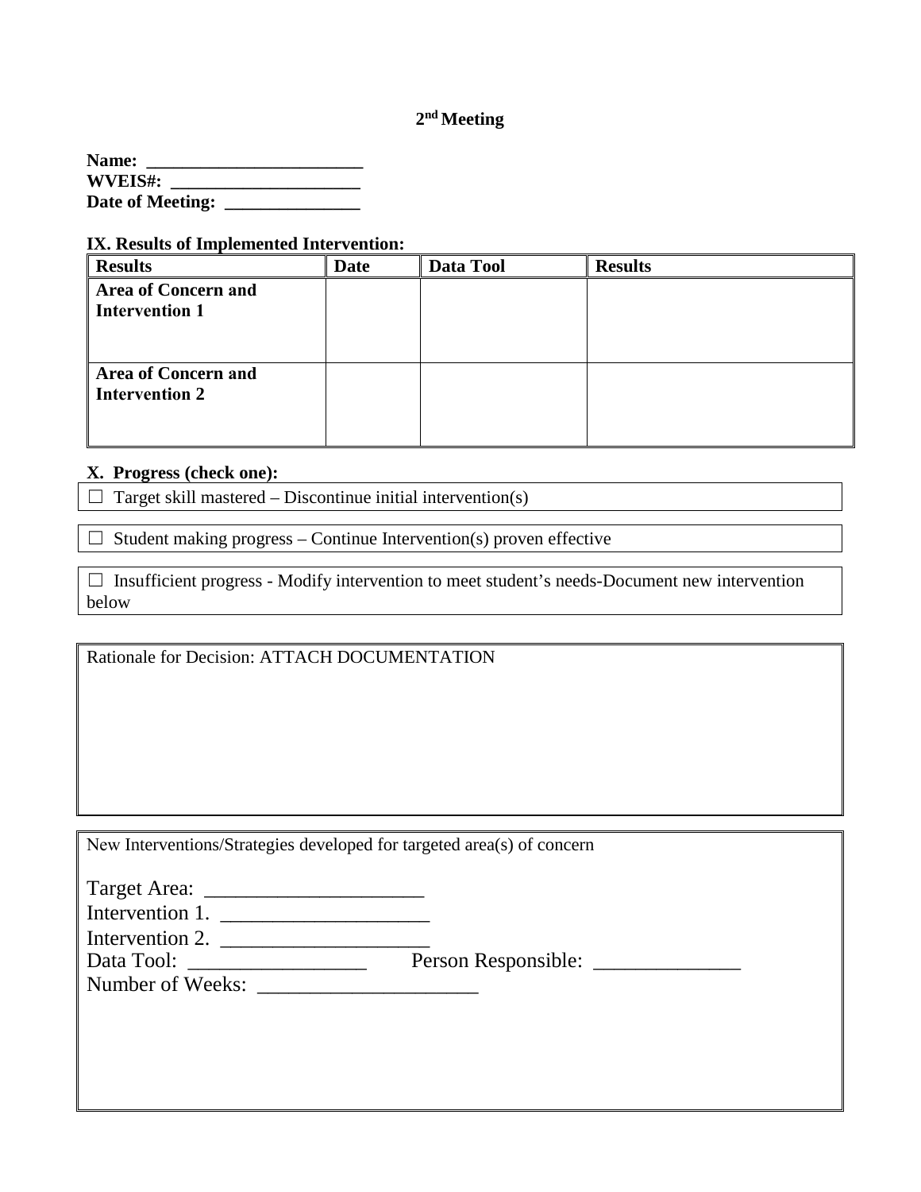## 2nd Meeting

**Name: ________________________**
**WVEIS#: _____________________**
**Date of Meeting: _______________**

**IX. Results of Implemented Intervention:**

| Results | Date | Data Tool | Results |
|---|---|---|---|
| **Area of Concern and Intervention 1** | | | |
| **Area of Concern and Intervention 2** | | | |

**X. Progress (check one):**

☐ Target skill mastered – Discontinue initial intervention(s)

☐ Student making progress – Continue Intervention(s) proven effective

☐ Insufficient progress - Modify intervention to meet student's needs-Document new intervention below

Rationale for Decision: ATTACH DOCUMENTATION

New Interventions/Strategies developed for targeted area(s) of concern

Target Area: _____________________
Intervention 1. ____________________
Intervention 2. ____________________
Data Tool: _________________ Person Responsible: ______________
Number of Weeks: _____________________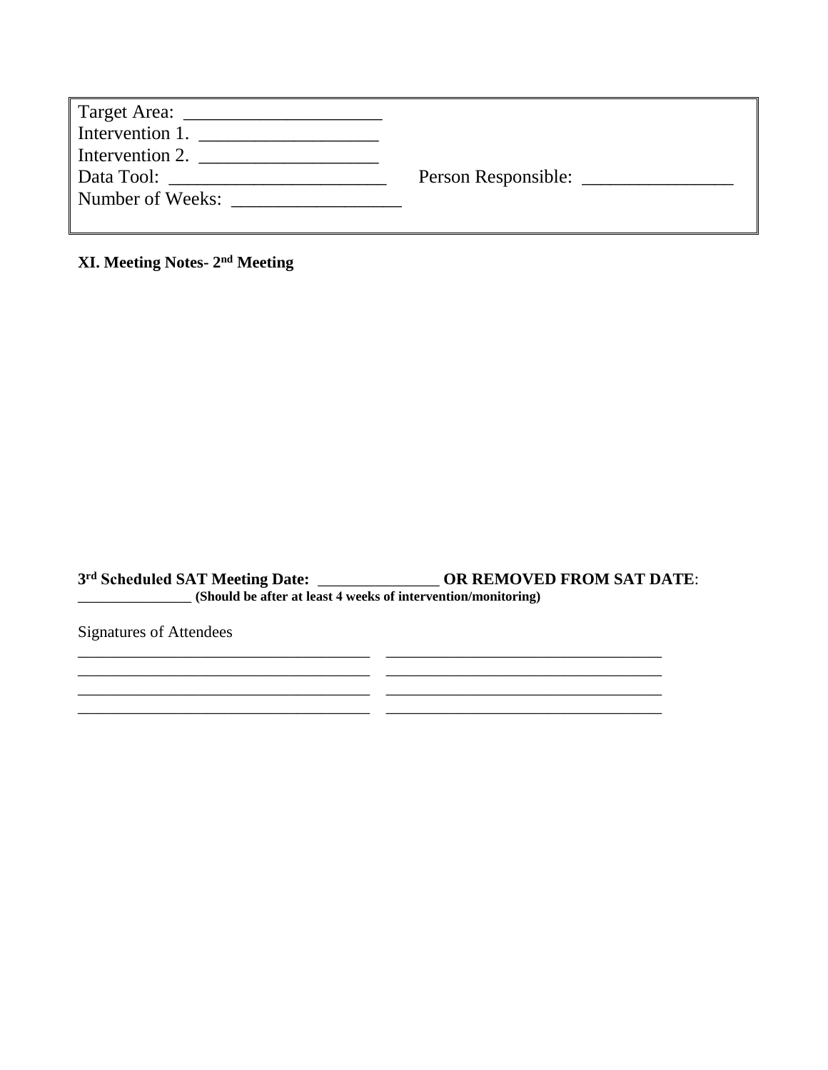Target Area: ______________________
Intervention 1. ____________________
Intervention 2. ____________________
Data Tool: ________________________ Person Responsible: _________________
Number of Weeks: __________________

**XI. Meeting Notes- 2nd Meeting**

**3rd Scheduled SAT Meeting Date:** _______________ **OR REMOVED FROM SAT DATE**: _______________ **(Should be after at least 4 weeks of intervention/monitoring)**

Signatures of Attendees

____________________________________ ____________________________________
____________________________________ ____________________________________
____________________________________ ____________________________________
____________________________________ ____________________________________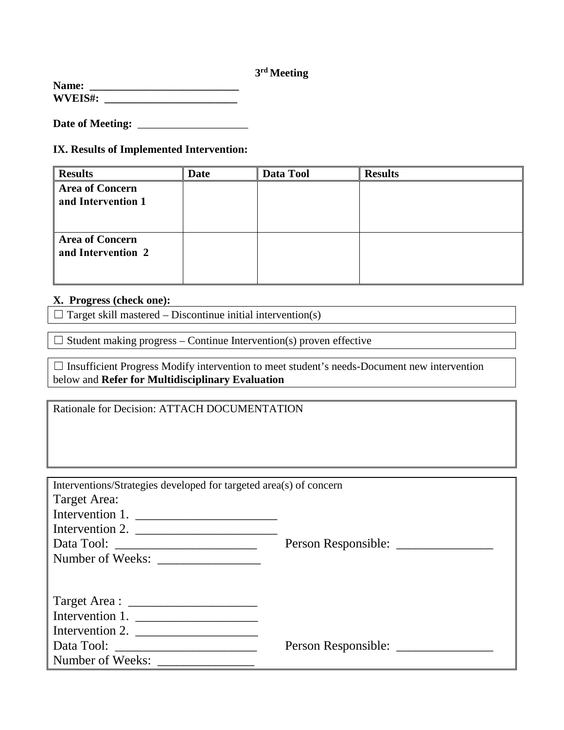**3rd Meeting**

**Name: \_\_\_\_\_\_\_\_\_\_\_\_\_\_\_\_\_\_\_\_\_\_\_\_\_\_\_**
**WVEIS#: \_\_\_\_\_\_\_\_\_\_\_\_\_\_\_\_\_\_\_\_\_\_\_\_\_**

**Date of Meeting:** \_\_\_\_\_\_\_\_\_\_\_\_\_\_\_\_\_\_\_\_

**IX. Results of Implemented Intervention:**

| **Results** | **Date** | **Data Tool** | **Results** |
|---|---|---|---|
| **Area of Concern and Intervention 1** | | | |
| **Area of Concern and Intervention 2** | | | |

**X. Progress (check one):**

☐ Target skill mastered – Discontinue initial intervention(s)

☐ Student making progress – Continue Intervention(s) proven effective

☐ Insufficient Progress Modify intervention to meet student's needs-Document new intervention below and **Refer for Multidisciplinary Evaluation**

Rationale for Decision: ATTACH DOCUMENTATION

Interventions/Strategies developed for targeted area(s) of concern

Target Area:
Intervention 1. \_\_\_\_\_\_\_\_\_\_\_\_\_\_\_\_\_\_\_\_\_\_
Intervention 2. \_\_\_\_\_\_\_\_\_\_\_\_\_\_\_\_\_\_\_\_\_\_
Data Tool: \_\_\_\_\_\_\_\_\_\_\_\_\_\_\_\_\_\_\_\_\_\_ Person Responsible: \_\_\_\_\_\_\_\_\_\_\_\_\_\_\_
Number of Weeks: \_\_\_\_\_\_\_\_\_\_\_\_\_\_\_\_

Target Area : \_\_\_\_\_\_\_\_\_\_\_\_\_\_\_\_\_\_\_\_
Intervention 1. \_\_\_\_\_\_\_\_\_\_\_\_\_\_\_\_\_\_\_
Intervention 2. \_\_\_\_\_\_\_\_\_\_\_\_\_\_\_\_\_\_\_
Data Tool: \_\_\_\_\_\_\_\_\_\_\_\_\_\_\_\_\_\_\_\_\_\_ Person Responsible: \_\_\_\_\_\_\_\_\_\_\_\_\_\_\_
Number of Weeks: \_\_\_\_\_\_\_\_\_\_\_\_\_\_\_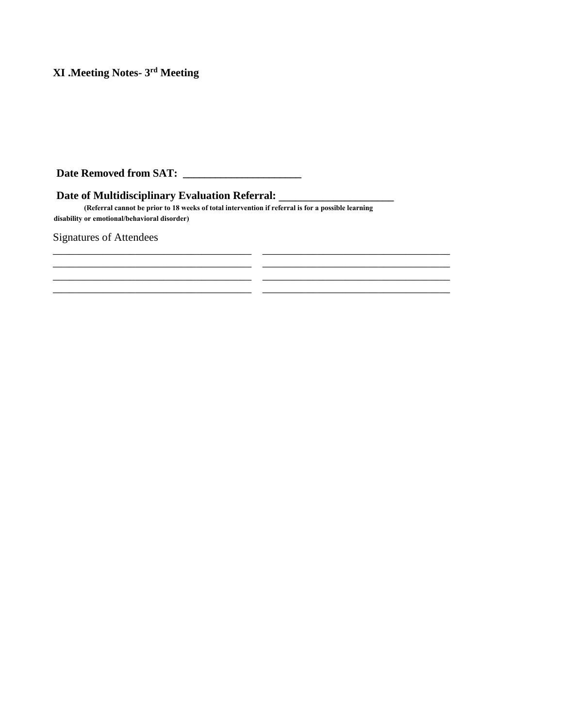**XI .Meeting Notes- 3rd Meeting**

**Date Removed from SAT: ____________________**

**Date of Multidisciplinary Evaluation Referral: ____________________**

**(Referral cannot be prior to 18 weeks of total intervention if referral is for a possible learning disability or emotional/behavioral disorder)**

Signatures of Attendees

_____________________________________ _____________________________________
_____________________________________ _____________________________________
_____________________________________ _____________________________________
_____________________________________ _____________________________________